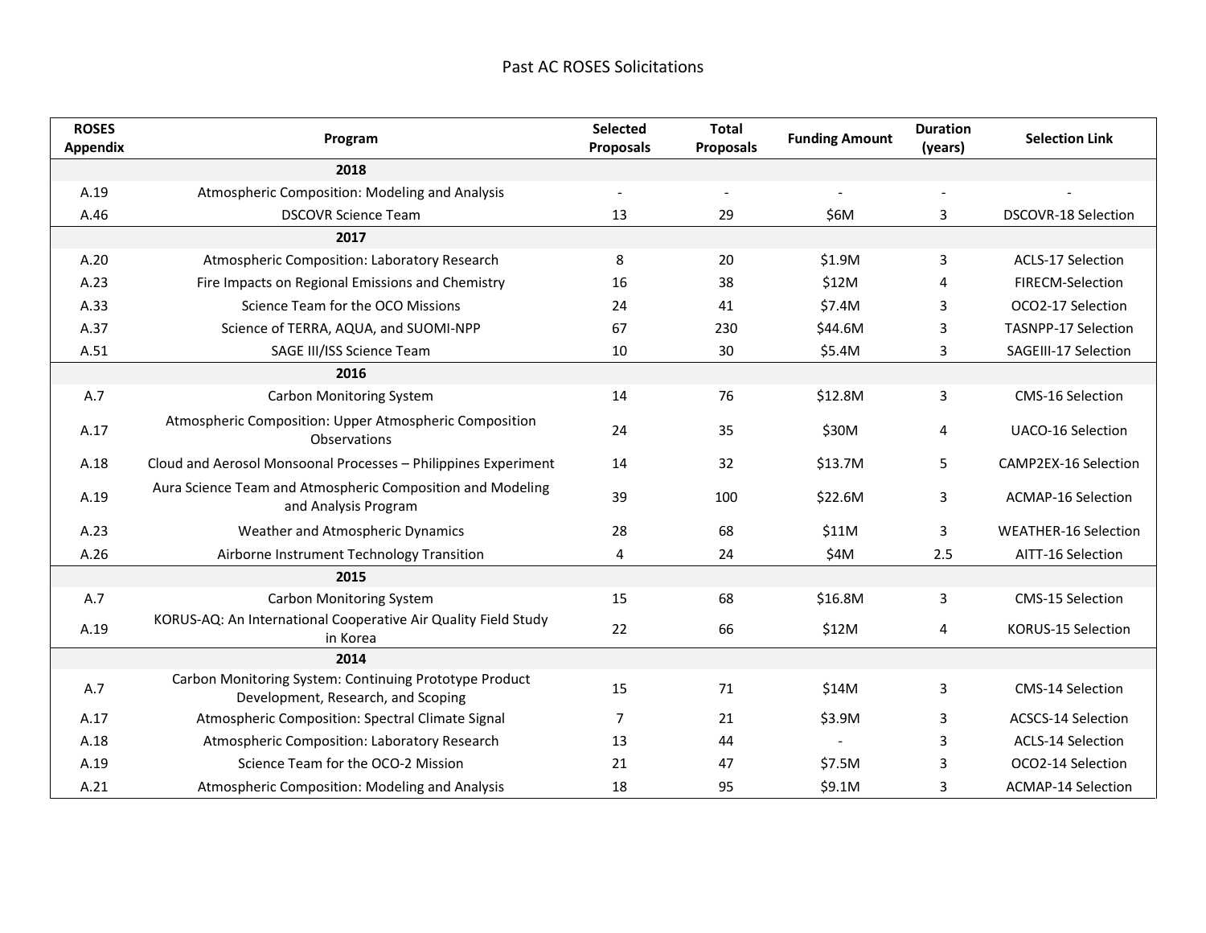# Past AC ROSES Solicitations

| ROSES Appendix | Program | Selected Proposals | Total Proposals | Funding Amount | Duration (years) | Selection Link |
|---|---|---|---|---|---|---|
| | **2018** | | | | | |
| A.19 | Atmospheric Composition: Modeling and Analysis | - | - | - | - | - |
| A.46 | DSCOVR Science Team | 13 | 29 | $6M | 3 | DSCOVR-18 Selection |
| | **2017** | | | | | |
| A.20 | Atmospheric Composition: Laboratory Research | 8 | 20 | $1.9M | 3 | ACLS-17 Selection |
| A.23 | Fire Impacts on Regional Emissions and Chemistry | 16 | 38 | $12M | 4 | FIRECM-Selection |
| A.33 | Science Team for the OCO Missions | 24 | 41 | $7.4M | 3 | OCO2-17 Selection |
| A.37 | Science of TERRA, AQUA, and SUOMI-NPP | 67 | 230 | $44.6M | 3 | TASNPP-17 Selection |
| A.51 | SAGE III/ISS Science Team | 10 | 30 | $5.4M | 3 | SAGEIII-17 Selection |
| | **2016** | | | | | |
| A.7 | Carbon Monitoring System | 14 | 76 | $12.8M | 3 | CMS-16 Selection |
| A.17 | Atmospheric Composition: Upper Atmospheric Composition Observations | 24 | 35 | $30M | 4 | UACO-16 Selection |
| A.18 | Cloud and Aerosol Monsoonal Processes – Philippines Experiment | 14 | 32 | $13.7M | 5 | CAMP2EX-16 Selection |
| A.19 | Aura Science Team and Atmospheric Composition and Modeling and Analysis Program | 39 | 100 | $22.6M | 3 | ACMAP-16 Selection |
| A.23 | Weather and Atmospheric Dynamics | 28 | 68 | $11M | 3 | WEATHER-16 Selection |
| A.26 | Airborne Instrument Technology Transition | 4 | 24 | $4M | 2.5 | AITT-16 Selection |
| | **2015** | | | | | |
| A.7 | Carbon Monitoring System | 15 | 68 | $16.8M | 3 | CMS-15 Selection |
| A.19 | KORUS-AQ: An International Cooperative Air Quality Field Study in Korea | 22 | 66 | $12M | 4 | KORUS-15 Selection |
| | **2014** | | | | | |
| A.7 | Carbon Monitoring System: Continuing Prototype Product Development, Research, and Scoping | 15 | 71 | $14M | 3 | CMS-14 Selection |
| A.17 | Atmospheric Composition: Spectral Climate Signal | 7 | 21 | $3.9M | 3 | ACSCS-14 Selection |
| A.18 | Atmospheric Composition: Laboratory Research | 13 | 44 | - | 3 | ACLS-14 Selection |
| A.19 | Science Team for the OCO-2 Mission | 21 | 47 | $7.5M | 3 | OCO2-14 Selection |
| A.21 | Atmospheric Composition: Modeling and Analysis | 18 | 95 | $9.1M | 3 | ACMAP-14 Selection |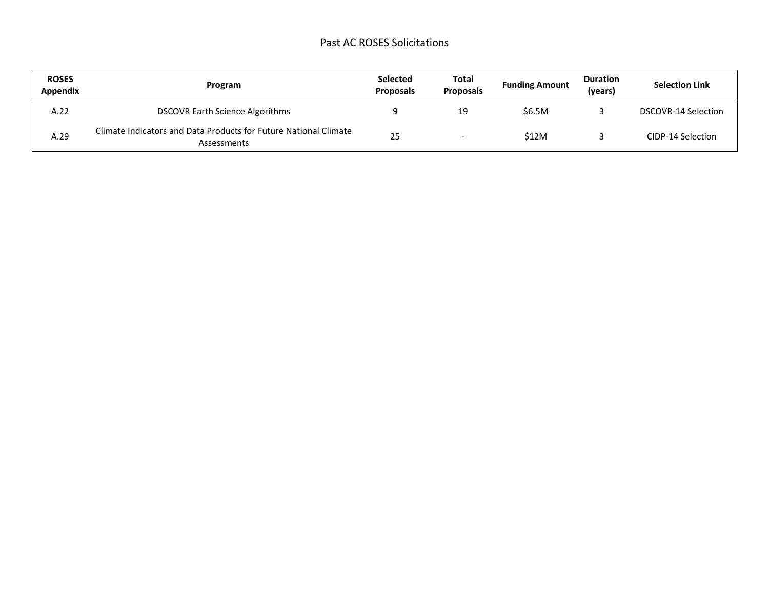Past AC ROSES Solicitations

| ROSES Appendix | Program | Selected Proposals | Total Proposals | Funding Amount | Duration (years) | Selection Link |
|---|---|---|---|---|---|---|
| A.22 | DSCOVR Earth Science Algorithms | 9 | 19 | $6.5M | 3 | DSCOVR-14 Selection |
| A.29 | Climate Indicators and Data Products for Future National Climate Assessments | 25 | - | $12M | 3 | CIDP-14 Selection |